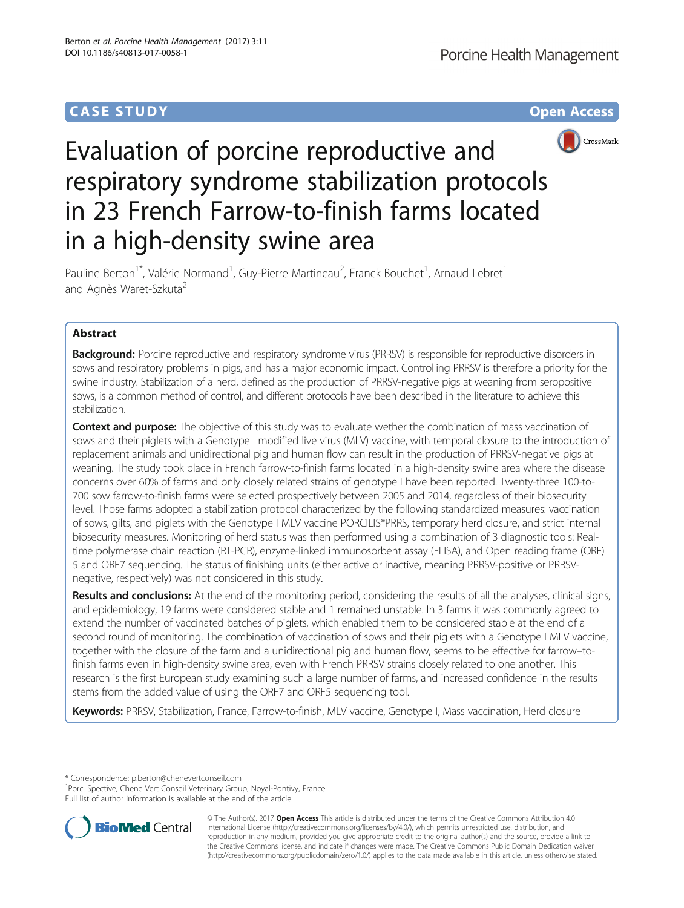CASE STUDY

Open Access

# Evaluation of porcine reproductive and respiratory syndrome stabilization protocols in 23 French Farrow-to-finish farms located in a high-density swine area

Pauline Berton[1*], Valérie Normand[1], Guy-Pierre Martineau[2], Franck Bouchet[1], Arnaud Lebret[1] and Agnès Waret-Szkuta[2]

## Abstract

**Background:** Porcine reproductive and respiratory syndrome virus (PRRSV) is responsible for reproductive disorders in sows and respiratory problems in pigs, and has a major economic impact. Controlling PRRSV is therefore a priority for the swine industry. Stabilization of a herd, defined as the production of PRRSV-negative pigs at weaning from seropositive sows, is a common method of control, and different protocols have been described in the literature to achieve this stabilization.

**Context and purpose:** The objective of this study was to evaluate wether the combination of mass vaccination of sows and their piglets with a Genotype I modified live virus (MLV) vaccine, with temporal closure to the introduction of replacement animals and unidirectional pig and human flow can result in the production of PRRSV-negative pigs at weaning. The study took place in French farrow-to-finish farms located in a high-density swine area where the disease concerns over 60% of farms and only closely related strains of genotype I have been reported. Twenty-three 100-to-700 sow farrow-to-finish farms were selected prospectively between 2005 and 2014, regardless of their biosecurity level. Those farms adopted a stabilization protocol characterized by the following standardized measures: vaccination of sows, gilts, and piglets with the Genotype I MLV vaccine PORCILIS®PRRS, temporary herd closure, and strict internal biosecurity measures. Monitoring of herd status was then performed using a combination of 3 diagnostic tools: Real-time polymerase chain reaction (RT-PCR), enzyme-linked immunosorbent assay (ELISA), and Open reading frame (ORF) 5 and ORF7 sequencing. The status of finishing units (either active or inactive, meaning PRRSV-positive or PRRSV-negative, respectively) was not considered in this study.

**Results and conclusions:** At the end of the monitoring period, considering the results of all the analyses, clinical signs, and epidemiology, 19 farms were considered stable and 1 remained unstable. In 3 farms it was commonly agreed to extend the number of vaccinated batches of piglets, which enabled them to be considered stable at the end of a second round of monitoring. The combination of vaccination of sows and their piglets with a Genotype I MLV vaccine, together with the closure of the farm and a unidirectional pig and human flow, seems to be effective for farrow–to-finish farms even in high-density swine area, even with French PRRSV strains closely related to one another. This research is the first European study examining such a large number of farms, and increased confidence in the results stems from the added value of using the ORF7 and ORF5 sequencing tool.

**Keywords:** PRRSV, Stabilization, France, Farrow-to-finish, MLV vaccine, Genotype I, Mass vaccination, Herd closure

---

* Correspondence: p.berton@chenevertconseil.com
[1]Porc. Spective, Chene Vert Conseil Veterinary Group, Noyal-Pontivy, France
Full list of author information is available at the end of the article

© The Author(s). 2017 **Open Access** This article is distributed under the terms of the Creative Commons Attribution 4.0 International License (http://creativecommons.org/licenses/by/4.0/), which permits unrestricted use, distribution, and reproduction in any medium, provided you give appropriate credit to the original author(s) and the source, provide a link to the Creative Commons license, and indicate if changes were made. The Creative Commons Public Domain Dedication waiver (http://creativecommons.org/publicdomain/zero/1.0/) applies to the data made available in this article, unless otherwise stated.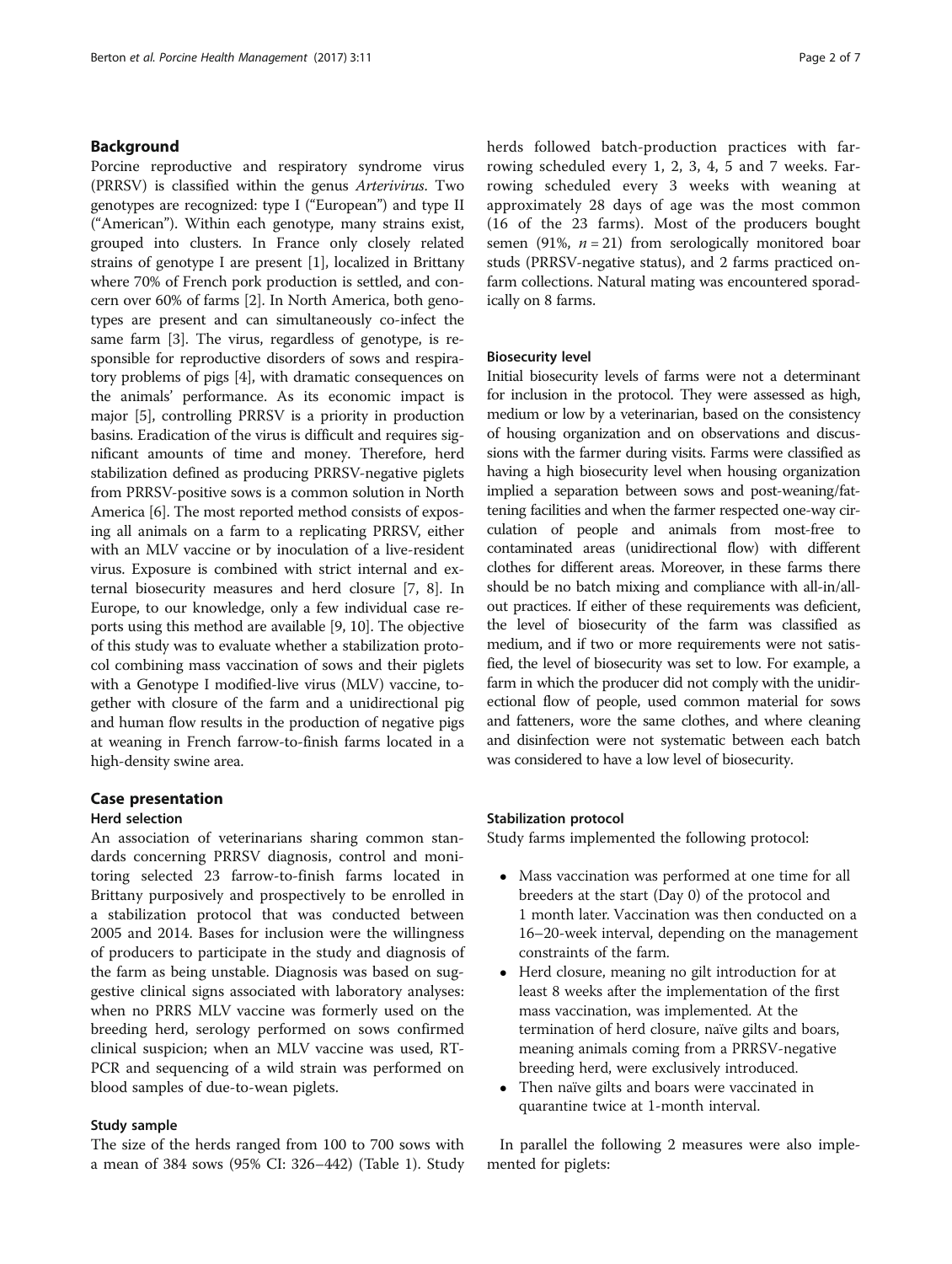## Background

Porcine reproductive and respiratory syndrome virus (PRRSV) is classified within the genus *Arterivirus*. Two genotypes are recognized: type I ("European") and type II ("American"). Within each genotype, many strains exist, grouped into clusters. In France only closely related strains of genotype I are present [1], localized in Brittany where 70% of French pork production is settled, and concern over 60% of farms [2]. In North America, both genotypes are present and can simultaneously co-infect the same farm [3]. The virus, regardless of genotype, is responsible for reproductive disorders of sows and respiratory problems of pigs [4], with dramatic consequences on the animals' performance. As its economic impact is major [5], controlling PRRSV is a priority in production basins. Eradication of the virus is difficult and requires significant amounts of time and money. Therefore, herd stabilization defined as producing PRRSV-negative piglets from PRRSV-positive sows is a common solution in North America [6]. The most reported method consists of exposing all animals on a farm to a replicating PRRSV, either with an MLV vaccine or by inoculation of a live-resident virus. Exposure is combined with strict internal and external biosecurity measures and herd closure [7, 8]. In Europe, to our knowledge, only a few individual case reports using this method are available [9, 10]. The objective of this study was to evaluate whether a stabilization protocol combining mass vaccination of sows and their piglets with a Genotype I modified-live virus (MLV) vaccine, together with closure of the farm and a unidirectional pig and human flow results in the production of negative pigs at weaning in French farrow-to-finish farms located in a high-density swine area.

## Case presentation

### Herd selection

An association of veterinarians sharing common standards concerning PRRSV diagnosis, control and monitoring selected 23 farrow-to-finish farms located in Brittany purposively and prospectively to be enrolled in a stabilization protocol that was conducted between 2005 and 2014. Bases for inclusion were the willingness of producers to participate in the study and diagnosis of the farm as being unstable. Diagnosis was based on suggestive clinical signs associated with laboratory analyses: when no PRRS MLV vaccine was formerly used on the breeding herd, serology performed on sows confirmed clinical suspicion; when an MLV vaccine was used, RT-PCR and sequencing of a wild strain was performed on blood samples of due-to-wean piglets.

### Study sample

The size of the herds ranged from 100 to 700 sows with a mean of 384 sows (95% CI: 326–442) (Table 1). Study herds followed batch-production practices with farrowing scheduled every 1, 2, 3, 4, 5 and 7 weeks. Farrowing scheduled every 3 weeks with weaning at approximately 28 days of age was the most common (16 of the 23 farms). Most of the producers bought semen (91%, $n = 21$) from serologically monitored boar studs (PRRSV-negative status), and 2 farms practiced on-farm collections. Natural mating was encountered sporadically on 8 farms.

### Biosecurity level

Initial biosecurity levels of farms were not a determinant for inclusion in the protocol. They were assessed as high, medium or low by a veterinarian, based on the consistency of housing organization and on observations and discussions with the farmer during visits. Farms were classified as having a high biosecurity level when housing organization implied a separation between sows and post-weaning/fattening facilities and when the farmer respected one-way circulation of people and animals from most-free to contaminated areas (unidirectional flow) with different clothes for different areas. Moreover, in these farms there should be no batch mixing and compliance with all-in/all-out practices. If either of these requirements was deficient, the level of biosecurity of the farm was classified as medium, and if two or more requirements were not satisfied, the level of biosecurity was set to low. For example, a farm in which the producer did not comply with the unidirectional flow of people, used common material for sows and fatteners, wore the same clothes, and where cleaning and disinfection were not systematic between each batch was considered to have a low level of biosecurity.

### Stabilization protocol

Study farms implemented the following protocol:

- Mass vaccination was performed at one time for all breeders at the start (Day 0) of the protocol and 1 month later. Vaccination was then conducted on a 16–20-week interval, depending on the management constraints of the farm.
- Herd closure, meaning no gilt introduction for at least 8 weeks after the implementation of the first mass vaccination, was implemented. At the termination of herd closure, naïve gilts and boars, meaning animals coming from a PRRSV-negative breeding herd, were exclusively introduced.
- Then naïve gilts and boars were vaccinated in quarantine twice at 1-month interval.

In parallel the following 2 measures were also implemented for piglets: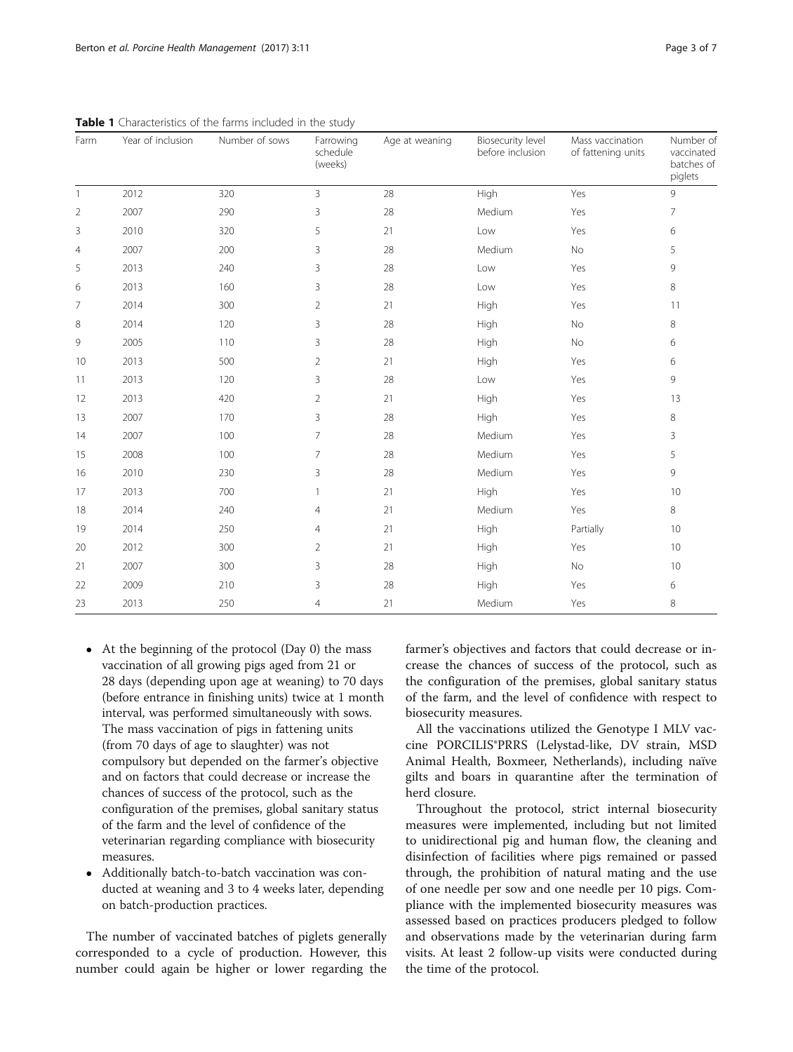**Table 1** Characteristics of the farms included in the study

| Farm | Year of inclusion | Number of sows | Farrowing schedule (weeks) | Age at weaning | Biosecurity level before inclusion | Mass vaccination of fattening units | Number of vaccinated batches of piglets |
|---|---|---|---|---|---|---|---|
| 1 | 2012 | 320 | 3 | 28 | High | Yes | 9 |
| 2 | 2007 | 290 | 3 | 28 | Medium | Yes | 7 |
| 3 | 2010 | 320 | 5 | 21 | Low | Yes | 6 |
| 4 | 2007 | 200 | 3 | 28 | Medium | No | 5 |
| 5 | 2013 | 240 | 3 | 28 | Low | Yes | 9 |
| 6 | 2013 | 160 | 3 | 28 | Low | Yes | 8 |
| 7 | 2014 | 300 | 2 | 21 | High | Yes | 11 |
| 8 | 2014 | 120 | 3 | 28 | High | No | 8 |
| 9 | 2005 | 110 | 3 | 28 | High | No | 6 |
| 10 | 2013 | 500 | 2 | 21 | High | Yes | 6 |
| 11 | 2013 | 120 | 3 | 28 | Low | Yes | 9 |
| 12 | 2013 | 420 | 2 | 21 | High | Yes | 13 |
| 13 | 2007 | 170 | 3 | 28 | High | Yes | 8 |
| 14 | 2007 | 100 | 7 | 28 | Medium | Yes | 3 |
| 15 | 2008 | 100 | 7 | 28 | Medium | Yes | 5 |
| 16 | 2010 | 230 | 3 | 28 | Medium | Yes | 9 |
| 17 | 2013 | 700 | 1 | 21 | High | Yes | 10 |
| 18 | 2014 | 240 | 4 | 21 | Medium | Yes | 8 |
| 19 | 2014 | 250 | 4 | 21 | High | Partially | 10 |
| 20 | 2012 | 300 | 2 | 21 | High | Yes | 10 |
| 21 | 2007 | 300 | 3 | 28 | High | No | 10 |
| 22 | 2009 | 210 | 3 | 28 | High | Yes | 6 |
| 23 | 2013 | 250 | 4 | 21 | Medium | Yes | 8 |

- At the beginning of the protocol (Day 0) the mass vaccination of all growing pigs aged from 21 or 28 days (depending upon age at weaning) to 70 days (before entrance in finishing units) twice at 1 month interval, was performed simultaneously with sows. The mass vaccination of pigs in fattening units (from 70 days of age to slaughter) was not compulsory but depended on the farmer's objective and on factors that could decrease or increase the chances of success of the protocol, such as the configuration of the premises, global sanitary status of the farm and the level of confidence of the veterinarian regarding compliance with biosecurity measures.
- Additionally batch-to-batch vaccination was conducted at weaning and 3 to 4 weeks later, depending on batch-production practices.

The number of vaccinated batches of piglets generally corresponded to a cycle of production. However, this number could again be higher or lower regarding the farmer's objectives and factors that could decrease or increase the chances of success of the protocol, such as the configuration of the premises, global sanitary status of the farm, and the level of confidence with respect to biosecurity measures.

All the vaccinations utilized the Genotype I MLV vaccine PORCILIS®PRRS (Lelystad-like, DV strain, MSD Animal Health, Boxmeer, Netherlands), including naïve gilts and boars in quarantine after the termination of herd closure.

Throughout the protocol, strict internal biosecurity measures were implemented, including but not limited to unidirectional pig and human flow, the cleaning and disinfection of facilities where pigs remained or passed through, the prohibition of natural mating and the use of one needle per sow and one needle per 10 pigs. Compliance with the implemented biosecurity measures was assessed based on practices producers pledged to follow and observations made by the veterinarian during farm visits. At least 2 follow-up visits were conducted during the time of the protocol.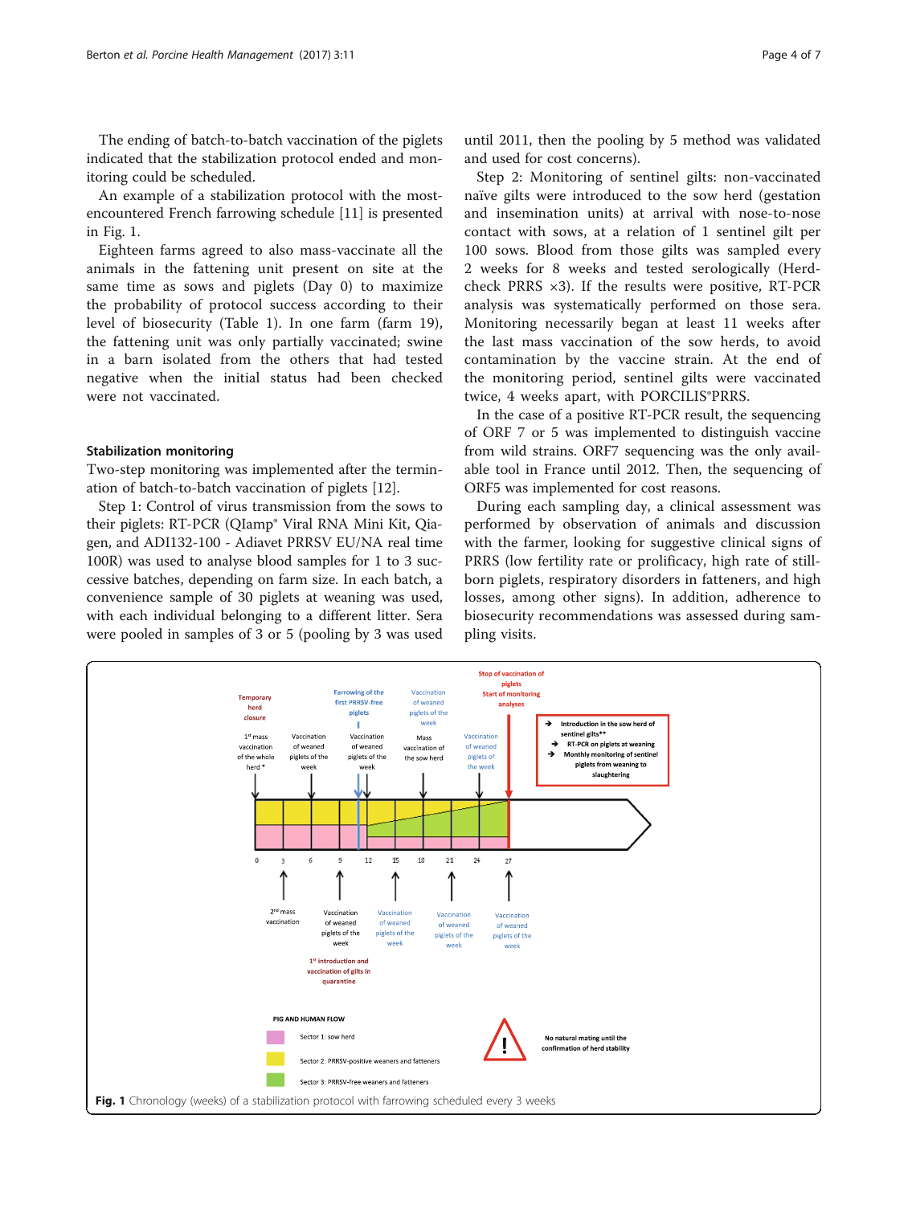The ending of batch-to-batch vaccination of the piglets indicated that the stabilization protocol ended and monitoring could be scheduled.

An example of a stabilization protocol with the most-encountered French farrowing schedule [11] is presented in Fig. 1.

Eighteen farms agreed to also mass-vaccinate all the animals in the fattening unit present on site at the same time as sows and piglets (Day 0) to maximize the probability of protocol success according to their level of biosecurity (Table 1). In one farm (farm 19), the fattening unit was only partially vaccinated; swine in a barn isolated from the others that had tested negative when the initial status had been checked were not vaccinated.

### Stabilization monitoring

Two-step monitoring was implemented after the termination of batch-to-batch vaccination of piglets [12].

Step 1: Control of virus transmission from the sows to their piglets: RT-PCR (QIamp® Viral RNA Mini Kit, Qiagen, and ADI132-100 - Adiavet PRRSV EU/NA real time 100R) was used to analyse blood samples for 1 to 3 successive batches, depending on farm size. In each batch, a convenience sample of 30 piglets at weaning was used, with each individual belonging to a different litter. Sera were pooled in samples of 3 or 5 (pooling by 3 was used until 2011, then the pooling by 5 method was validated and used for cost concerns).

Step 2: Monitoring of sentinel gilts: non-vaccinated naïve gilts were introduced to the sow herd (gestation and insemination units) at arrival with nose-to-nose contact with sows, at a relation of 1 sentinel gilt per 100 sows. Blood from those gilts was sampled every 2 weeks for 8 weeks and tested serologically (Herdcheck PRRS ×3). If the results were positive, RT-PCR analysis was systematically performed on those sera. Monitoring necessarily began at least 11 weeks after the last mass vaccination of the sow herds, to avoid contamination by the vaccine strain. At the end of the monitoring period, sentinel gilts were vaccinated twice, 4 weeks apart, with PORCILIS®PRRS.

In the case of a positive RT-PCR result, the sequencing of ORF 7 or 5 was implemented to distinguish vaccine from wild strains. ORF7 sequencing was the only available tool in France until 2012. Then, the sequencing of ORF5 was implemented for cost reasons.

During each sampling day, a clinical assessment was performed by observation of animals and discussion with the farmer, looking for suggestive clinical signs of PRRS (low fertility rate or prolificacy, high rate of stillborn piglets, respiratory disorders in fatteners, and high losses, among other signs). In addition, adherence to biosecurity recommendations was assessed during sampling visits.

**Fig. 1** Chronology (weeks) of a stabilization protocol with farrowing scheduled every 3 weeks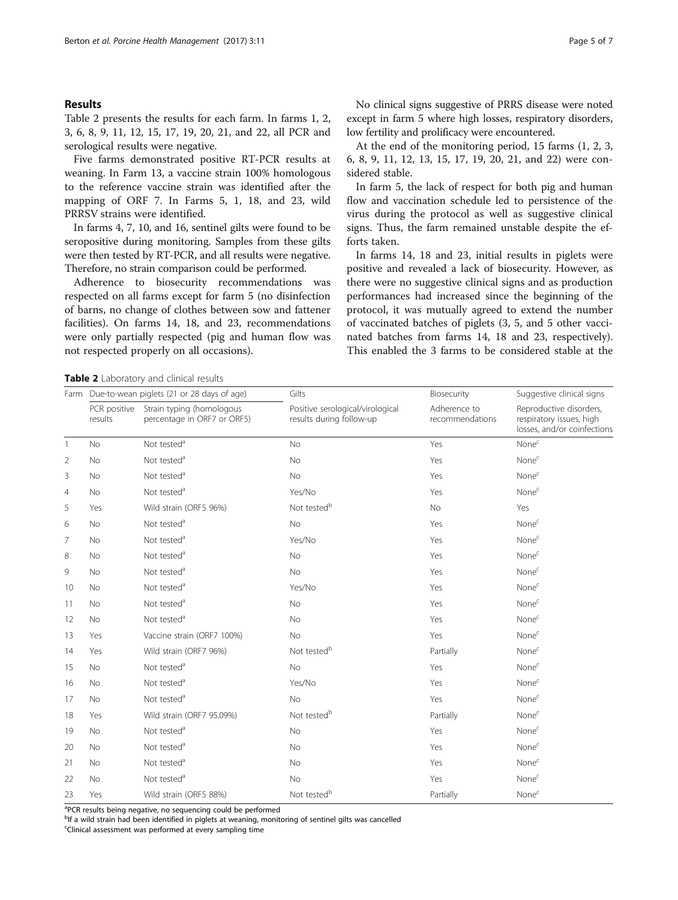## Results

Table 2 presents the results for each farm. In farms 1, 2, 3, 6, 8, 9, 11, 12, 15, 17, 19, 20, 21, and 22, all PCR and serological results were negative.

Five farms demonstrated positive RT-PCR results at weaning. In Farm 13, a vaccine strain 100% homologous to the reference vaccine strain was identified after the mapping of ORF 7. In Farms 5, 1, 18, and 23, wild PRRSV strains were identified.

In farms 4, 7, 10, and 16, sentinel gilts were found to be seropositive during monitoring. Samples from these gilts were then tested by RT-PCR, and all results were negative. Therefore, no strain comparison could be performed.

Adherence to biosecurity recommendations was respected on all farms except for farm 5 (no disinfection of barns, no change of clothes between sow and fattener facilities). On farms 14, 18, and 23, recommendations were only partially respected (pig and human flow was not respected properly on all occasions).

No clinical signs suggestive of PRRS disease were noted except in farm 5 where high losses, respiratory disorders, low fertility and prolificacy were encountered.

At the end of the monitoring period, 15 farms (1, 2, 3, 6, 8, 9, 11, 12, 13, 15, 17, 19, 20, 21, and 22) were considered stable.

In farm 5, the lack of respect for both pig and human flow and vaccination schedule led to persistence of the virus during the protocol as well as suggestive clinical signs. Thus, the farm remained unstable despite the efforts taken.

In farms 14, 18 and 23, initial results in piglets were positive and revealed a lack of biosecurity. However, as there were no suggestive clinical signs and as production performances had increased since the beginning of the protocol, it was mutually agreed to extend the number of vaccinated batches of piglets (3, 5, and 5 other vaccinated batches from farms 14, 18 and 23, respectively). This enabled the 3 farms to be considered stable at the

**Table 2** Laboratory and clinical results

| Farm | Due-to-wean piglets (21 or 28 days of age) | | Gilts | Biosecurity | Suggestive clinical signs |
|---|---|---|---|---|---|
| | PCR positive results | Strain typing (homologous percentage in ORF7 or ORF5) | Positive serological/virological results during follow-up | Adherence to recommendations | Reproductive disorders, respiratory issues, high losses, and/or coinfections |
| 1 | No | Not tested[a] | No | Yes | None[c] |
| 2 | No | Not tested[a] | No | Yes | None[c] |
| 3 | No | Not tested[a] | No | Yes | None[c] |
| 4 | No | Not tested[a] | Yes/No | Yes | None[c] |
| 5 | Yes | Wild strain (ORF5 96%) | Not tested[b] | No | Yes |
| 6 | No | Not tested[a] | No | Yes | None[c] |
| 7 | No | Not tested[a] | Yes/No | Yes | None[c] |
| 8 | No | Not tested[a] | No | Yes | None[c] |
| 9 | No | Not tested[a] | No | Yes | None[c] |
| 10 | No | Not tested[a] | Yes/No | Yes | None[c] |
| 11 | No | Not tested[a] | No | Yes | None[c] |
| 12 | No | Not tested[a] | No | Yes | None[c] |
| 13 | Yes | Vaccine strain (ORF7 100%) | No | Yes | None[c] |
| 14 | Yes | Wild strain (ORF7 96%) | Not tested[b] | Partially | None[c] |
| 15 | No | Not tested[a] | No | Yes | None[c] |
| 16 | No | Not tested[a] | Yes/No | Yes | None[c] |
| 17 | No | Not tested[a] | No | Yes | None[c] |
| 18 | Yes | Wild strain (ORF7 95.09%) | Not tested[b] | Partially | None[c] |
| 19 | No | Not tested[a] | No | Yes | None[c] |
| 20 | No | Not tested[a] | No | Yes | None[c] |
| 21 | No | Not tested[a] | No | Yes | None[c] |
| 22 | No | Not tested[a] | No | Yes | None[c] |
| 23 | Yes | Wild strain (ORF5 88%) | Not tested[b] | Partially | None[c] |

[a]PCR results being negative, no sequencing could be performed
[b]If a wild strain had been identified in piglets at weaning, monitoring of sentinel gilts was cancelled
[c]Clinical assessment was performed at every sampling time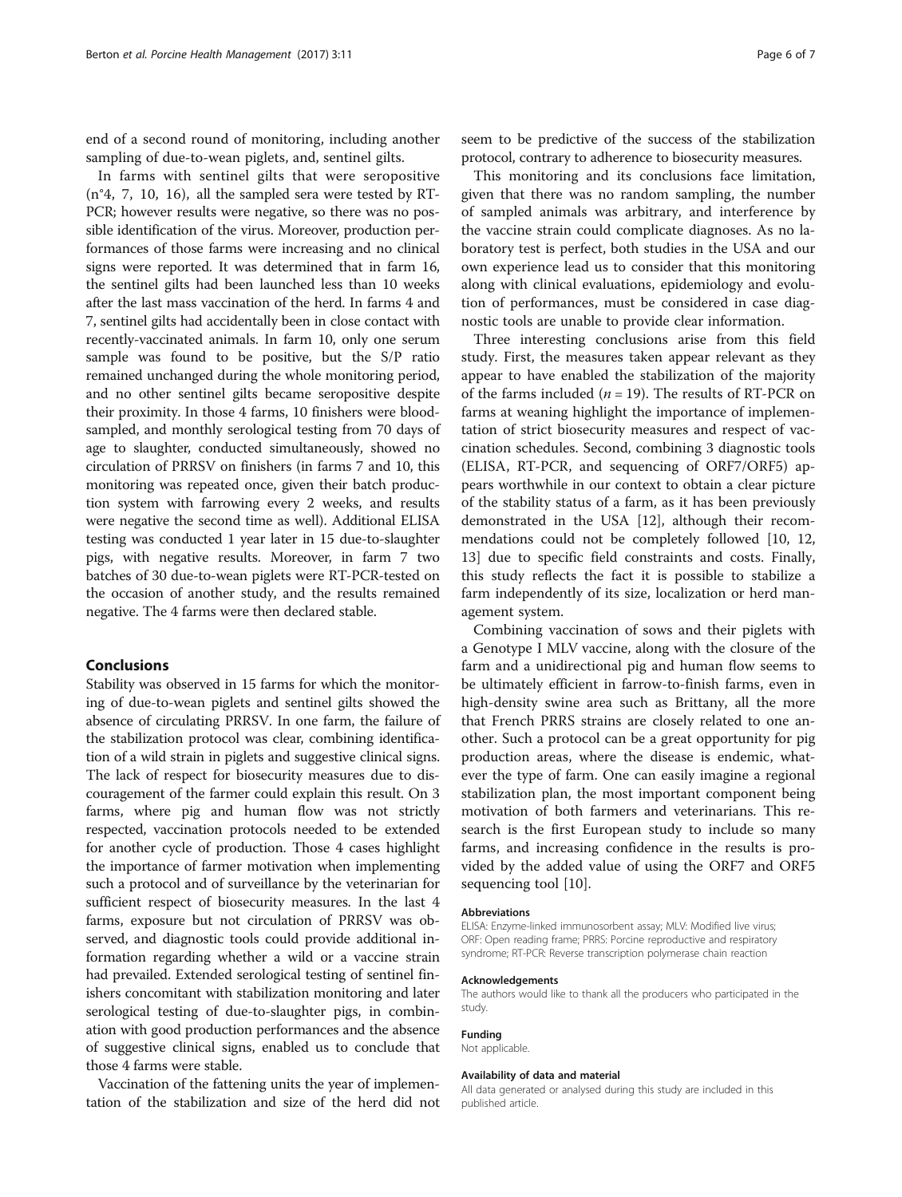end of a second round of monitoring, including another sampling of due-to-wean piglets, and, sentinel gilts.

In farms with sentinel gilts that were seropositive (n°4, 7, 10, 16), all the sampled sera were tested by RT-PCR; however results were negative, so there was no possible identification of the virus. Moreover, production performances of those farms were increasing and no clinical signs were reported. It was determined that in farm 16, the sentinel gilts had been launched less than 10 weeks after the last mass vaccination of the herd. In farms 4 and 7, sentinel gilts had accidentally been in close contact with recently-vaccinated animals. In farm 10, only one serum sample was found to be positive, but the S/P ratio remained unchanged during the whole monitoring period, and no other sentinel gilts became seropositive despite their proximity. In those 4 farms, 10 finishers were blood-sampled, and monthly serological testing from 70 days of age to slaughter, conducted simultaneously, showed no circulation of PRRSV on finishers (in farms 7 and 10, this monitoring was repeated once, given their batch production system with farrowing every 2 weeks, and results were negative the second time as well). Additional ELISA testing was conducted 1 year later in 15 due-to-slaughter pigs, with negative results. Moreover, in farm 7 two batches of 30 due-to-wean piglets were RT-PCR-tested on the occasion of another study, and the results remained negative. The 4 farms were then declared stable.

## Conclusions

Stability was observed in 15 farms for which the monitoring of due-to-wean piglets and sentinel gilts showed the absence of circulating PRRSV. In one farm, the failure of the stabilization protocol was clear, combining identification of a wild strain in piglets and suggestive clinical signs. The lack of respect for biosecurity measures due to discouragement of the farmer could explain this result. On 3 farms, where pig and human flow was not strictly respected, vaccination protocols needed to be extended for another cycle of production. Those 4 cases highlight the importance of farmer motivation when implementing such a protocol and of surveillance by the veterinarian for sufficient respect of biosecurity measures. In the last 4 farms, exposure but not circulation of PRRSV was observed, and diagnostic tools could provide additional information regarding whether a wild or a vaccine strain had prevailed. Extended serological testing of sentinel finishers concomitant with stabilization monitoring and later serological testing of due-to-slaughter pigs, in combination with good production performances and the absence of suggestive clinical signs, enabled us to conclude that those 4 farms were stable.

Vaccination of the fattening units the year of implementation of the stabilization and size of the herd did not seem to be predictive of the success of the stabilization protocol, contrary to adherence to biosecurity measures.

This monitoring and its conclusions face limitation, given that there was no random sampling, the number of sampled animals was arbitrary, and interference by the vaccine strain could complicate diagnoses. As no laboratory test is perfect, both studies in the USA and our own experience lead us to consider that this monitoring along with clinical evaluations, epidemiology and evolution of performances, must be considered in case diagnostic tools are unable to provide clear information.

Three interesting conclusions arise from this field study. First, the measures taken appear relevant as they appear to have enabled the stabilization of the majority of the farms included ($n = 19$). The results of RT-PCR on farms at weaning highlight the importance of implementation of strict biosecurity measures and respect of vaccination schedules. Second, combining 3 diagnostic tools (ELISA, RT-PCR, and sequencing of ORF7/ORF5) appears worthwhile in our context to obtain a clear picture of the stability status of a farm, as it has been previously demonstrated in the USA [12], although their recommendations could not be completely followed [10, 12, 13] due to specific field constraints and costs. Finally, this study reflects the fact it is possible to stabilize a farm independently of its size, localization or herd management system.

Combining vaccination of sows and their piglets with a Genotype I MLV vaccine, along with the closure of the farm and a unidirectional pig and human flow seems to be ultimately efficient in farrow-to-finish farms, even in high-density swine area such as Brittany, all the more that French PRRS strains are closely related to one another. Such a protocol can be a great opportunity for pig production areas, where the disease is endemic, whatever the type of farm. One can easily imagine a regional stabilization plan, the most important component being motivation of both farmers and veterinarians. This research is the first European study to include so many farms, and increasing confidence in the results is provided by the added value of using the ORF7 and ORF5 sequencing tool [10].

#### Abbreviations

ELISA: Enzyme-linked immunosorbent assay; MLV: Modified live virus; ORF: Open reading frame; PRRS: Porcine reproductive and respiratory syndrome; RT-PCR: Reverse transcription polymerase chain reaction

#### Acknowledgements

The authors would like to thank all the producers who participated in the study.

#### Funding

Not applicable.

#### Availability of data and material

All data generated or analysed during this study are included in this published article.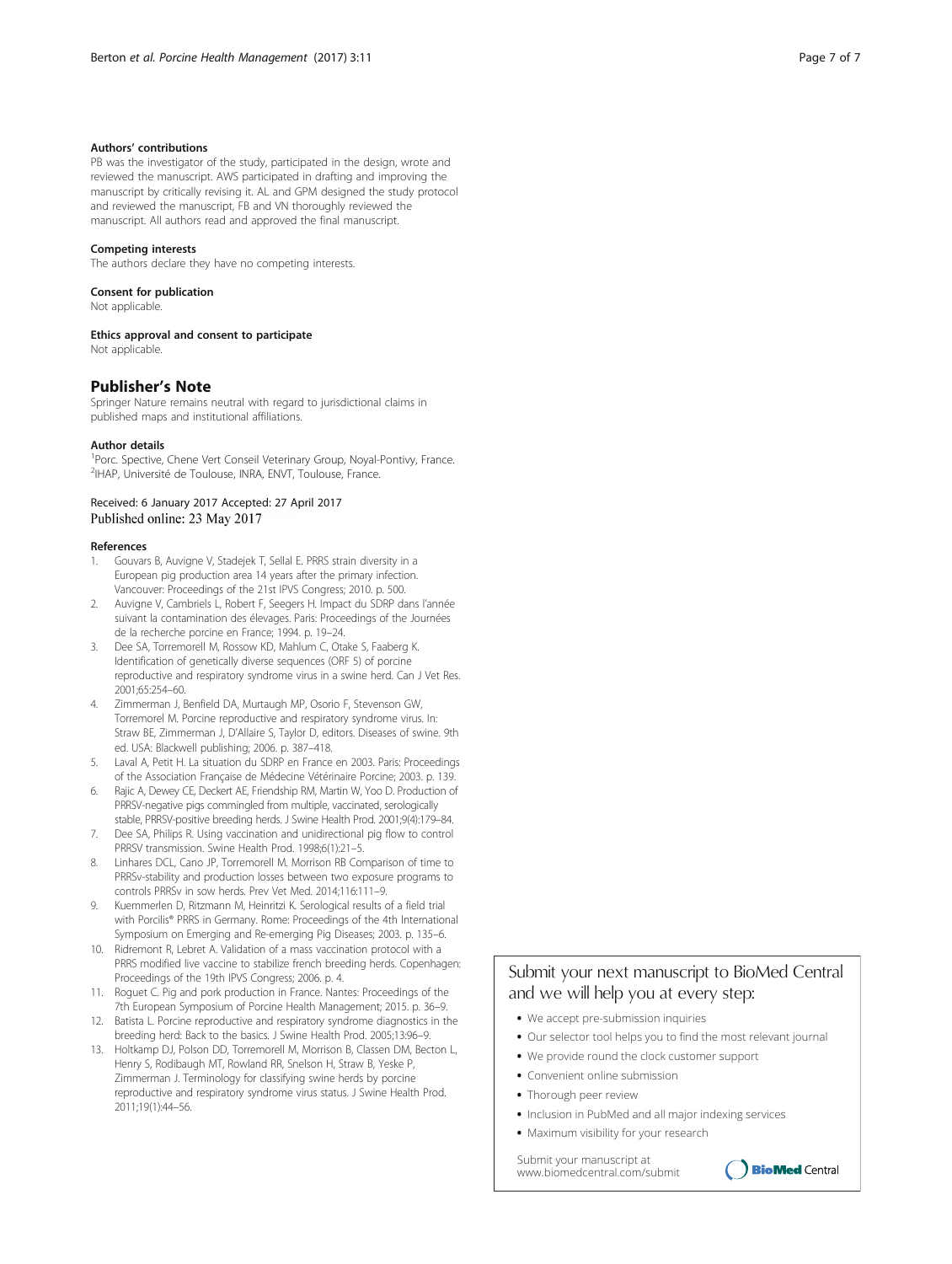### Authors' contributions

PB was the investigator of the study, participated in the design, wrote and reviewed the manuscript. AWS participated in drafting and improving the manuscript by critically revising it. AL and GPM designed the study protocol and reviewed the manuscript, FB and VN thoroughly reviewed the manuscript. All authors read and approved the final manuscript.

### Competing interests

The authors declare they have no competing interests.

### Consent for publication

Not applicable.

### Ethics approval and consent to participate

Not applicable.

## Publisher's Note

Springer Nature remains neutral with regard to jurisdictional claims in published maps and institutional affiliations.

### Author details

[1]Porc. Spective, Chene Vert Conseil Veterinary Group, Noyal-Pontivy, France. [2]IHAP, Université de Toulouse, INRA, ENVT, Toulouse, France.

Received: 6 January 2017 Accepted: 27 April 2017
Published online: 23 May 2017

### References

1. Gouvars B, Auvigne V, Stadejek T, Sellal E. PRRS strain diversity in a European pig production area 14 years after the primary infection. Vancouver: Proceedings of the 21st IPVS Congress; 2010. p. 500.
2. Auvigne V, Cambriels L, Robert F, Seegers H. Impact du SDRP dans l'année suivant la contamination des élevages. Paris: Proceedings of the Journées de la recherche porcine en France; 1994. p. 19–24.
3. Dee SA, Torremorell M, Rossow KD, Mahlum C, Otake S, Faaberg K. Identification of genetically diverse sequences (ORF 5) of porcine reproductive and respiratory syndrome virus in a swine herd. Can J Vet Res. 2001;65:254–60.
4. Zimmerman J, Benfield DA, Murtaugh MP, Osorio F, Stevenson GW, Torremorel M. Porcine reproductive and respiratory syndrome virus. In: Straw BE, Zimmerman J, D'Allaire S, Taylor D, editors. Diseases of swine. 9th ed. USA: Blackwell publishing; 2006. p. 387–418.
5. Laval A, Petit H. La situation du SDRP en France en 2003. Paris: Proceedings of the Association Française de Médecine Vétérinaire Porcine; 2003. p. 139.
6. Rajic A, Dewey CE, Deckert AE, Friendship RM, Martin W, Yoo D. Production of PRRSV-negative pigs commingled from multiple, vaccinated, serologically stable, PRRSV-positive breeding herds. J Swine Health Prod. 2001;9(4):179–84.
7. Dee SA, Philips R. Using vaccination and unidirectional pig flow to control PRRSV transmission. Swine Health Prod. 1998;6(1):21–5.
8. Linhares DCL, Cano JP, Torremorell M. Morrison RB Comparison of time to PRRSv-stability and production losses between two exposure programs to controls PRRSv in sow herds. Prev Vet Med. 2014;116:111–9.
9. Kuemmerlen D, Ritzmann M, Heinritzi K. Serological results of a field trial with Porcilis® PRRS in Germany. Rome: Proceedings of the 4th International Symposium on Emerging and Re-emerging Pig Diseases; 2003. p. 135–6.
10. Ridremont R, Lebret A. Validation of a mass vaccination protocol with a PRRS modified live vaccine to stabilize french breeding herds. Copenhagen: Proceedings of the 19th IPVS Congress; 2006. p. 4.
11. Roguet C. Pig and pork production in France. Nantes: Proceedings of the 7th European Symposium of Porcine Health Management; 2015. p. 36–9.
12. Batista L. Porcine reproductive and respiratory syndrome diagnostics in the breeding herd: Back to the basics. J Swine Health Prod. 2005;13:96–9.
13. Holtkamp DJ, Polson DD, Torremorell M, Morrison B, Classen DM, Becton L, Henry S, Rodibaugh MT, Rowland RR, Snelson H, Straw B, Yeske P, Zimmerman J. Terminology for classifying swine herds by porcine reproductive and respiratory syndrome virus status. J Swine Health Prod. 2011;19(1):44–56.

Submit your next manuscript to BioMed Central and we will help you at every step:

- We accept pre-submission inquiries
- Our selector tool helps you to find the most relevant journal
- We provide round the clock customer support
- Convenient online submission
- Thorough peer review
- Inclusion in PubMed and all major indexing services
- Maximum visibility for your research

Submit your manuscript at
www.biomedcentral.com/submit

BioMed Central